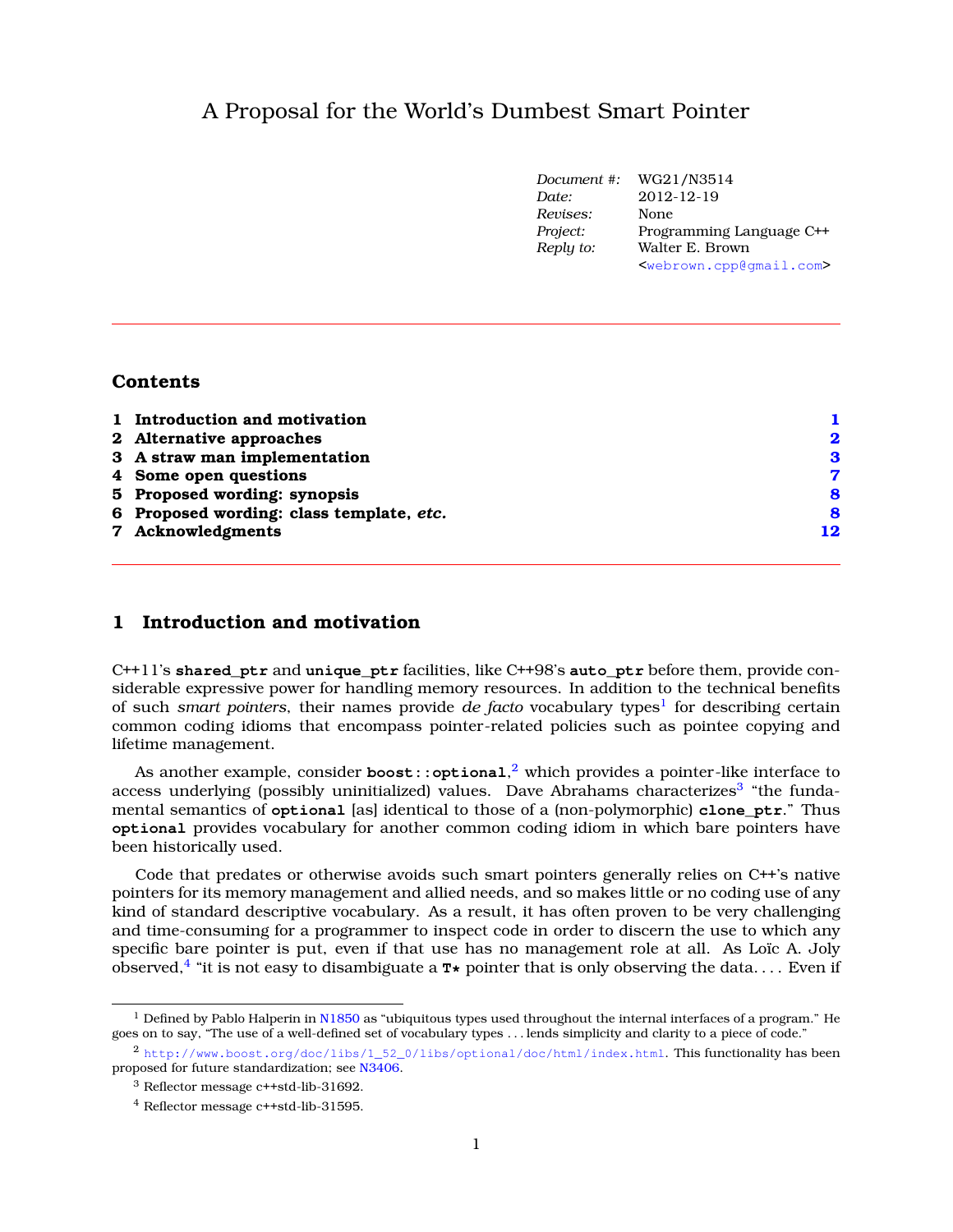# A Proposal for the World's Dumbest Smart Pointer

| | |
|---|---|
| *Document #:* | WG21/N3514 |
| *Date:* | 2012-12-19 |
| *Revises:* | None |
| *Project:* | Programming Language C++ |
| *Reply to:* | Walter E. Brown <webrown.cpp@gmail.com> |

---

## Contents

1 **Introduction and motivation** 1
2 **Alternative approaches** 2
3 **A straw man implementation** 3
4 **Some open questions** 7
5 **Proposed wording: synopsis** 8
6 **Proposed wording: class template, *etc.*** 8
7 **Acknowledgments** 12

---

## 1 Introduction and motivation

C++11's **`shared_ptr`** and **`unique_ptr`** facilities, like C++98's **`auto_ptr`** before them, provide considerable expressive power for handling memory resources. In addition to the technical benefits of such *smart pointers*, their names provide *de facto* vocabulary types[1] for describing certain common coding idioms that encompass pointer-related policies such as pointee copying and lifetime management.

As another example, consider **`boost::optional`**,[2] which provides a pointer-like interface to access underlying (possibly uninitialized) values. Dave Abrahams characterizes[3] "the fundamental semantics of **`optional`** [as] identical to those of a (non-polymorphic) **`clone_ptr`**." Thus **`optional`** provides vocabulary for another common coding idiom in which bare pointers have been historically used.

Code that predates or otherwise avoids such smart pointers generally relies on C++'s native pointers for its memory management and allied needs, and so makes little or no coding use of any kind of standard descriptive vocabulary. As a result, it has often proven to be very challenging and time-consuming for a programmer to inspect code in order to discern the use to which any specific bare pointer is put, even if that use has no management role at all. As Loïc A. Joly observed,[4] "it is not easy to disambiguate a **`T*`** pointer that is only observing the data. . . . Even if

---

[1] Defined by Pablo Halperin in N1850 as "ubiquitous types used throughout the internal interfaces of a program." He goes on to say, "The use of a well-defined set of vocabulary types . . . lends simplicity and clarity to a piece of code."

[2] http://www.boost.org/doc/libs/1_52_0/libs/optional/doc/html/index.html. This functionality has been proposed for future standardization; see N3406.

[3] Reflector message c++std-lib-31692.

[4] Reflector message c++std-lib-31595.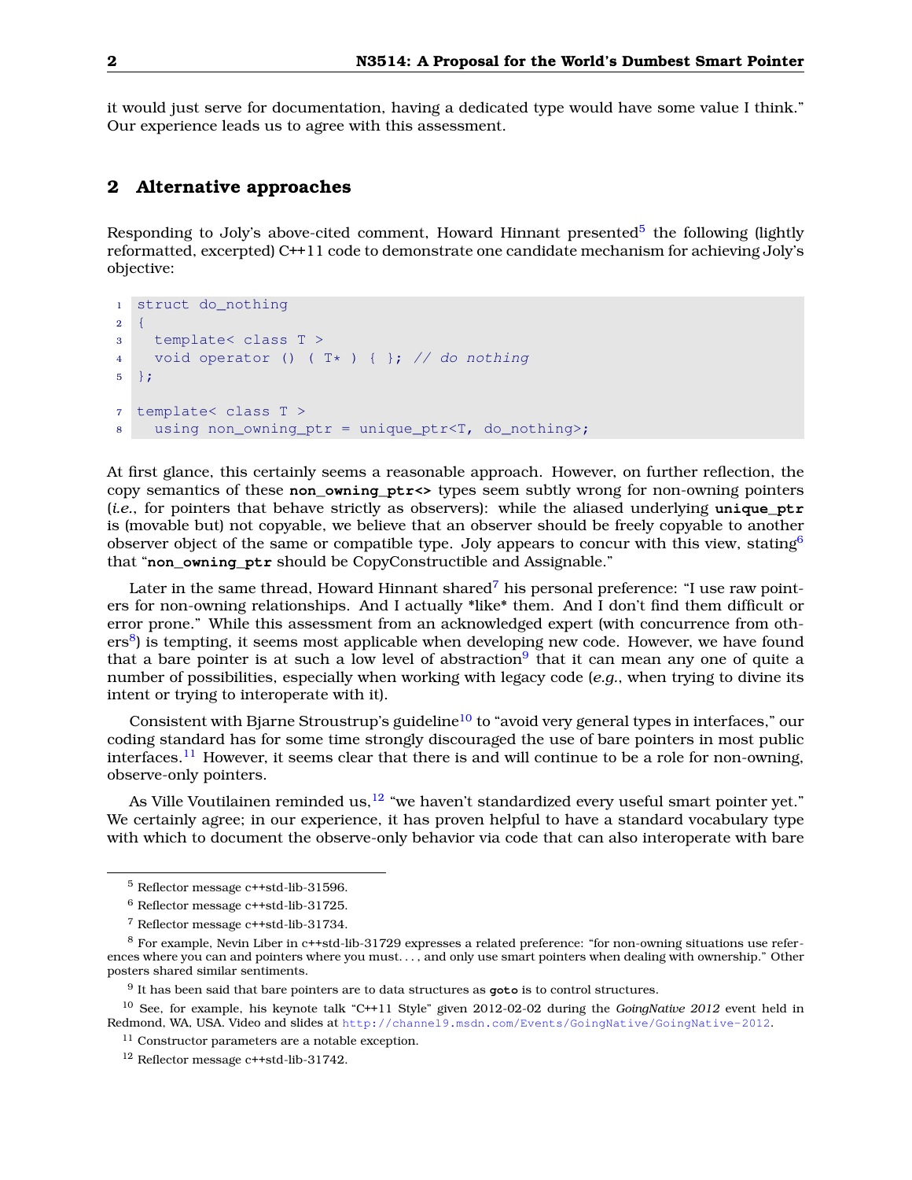it would just serve for documentation, having a dedicated type would have some value I think." Our experience leads us to agree with this assessment.

## 2 Alternative approaches

Responding to Joly's above-cited comment, Howard Hinnant presented[5] the following (lightly reformatted, excerpted) C++11 code to demonstrate one candidate mechanism for achieving Joly's objective:

```
struct do_nothing
{
  template< class T >
  void operator () ( T* ) { }; // do nothing
};

template< class T >
  using non_owning_ptr = unique_ptr<T, do_nothing>;
```

At first glance, this certainly seems a reasonable approach. However, on further reflection, the copy semantics of these **non_owning_ptr<>** types seem subtly wrong for non-owning pointers (*i.e.*, for pointers that behave strictly as observers): while the aliased underlying **unique_ptr** is (movable but) not copyable, we believe that an observer should be freely copyable to another observer object of the same or compatible type. Joly appears to concur with this view, stating[6] that "**non_owning_ptr** should be CopyConstructible and Assignable."

Later in the same thread, Howard Hinnant shared[7] his personal preference: "I use raw pointers for non-owning relationships. And I actually *like* them. And I don't find them difficult or error prone." While this assessment from an acknowledged expert (with concurrence from others[8]) is tempting, it seems most applicable when developing new code. However, we have found that a bare pointer is at such a low level of abstraction[9] that it can mean any one of quite a number of possibilities, especially when working with legacy code (*e.g.*, when trying to divine its intent or trying to interoperate with it).

Consistent with Bjarne Stroustrup's guideline[10] to "avoid very general types in interfaces," our coding standard has for some time strongly discouraged the use of bare pointers in most public interfaces.[11] However, it seems clear that there is and will continue to be a role for non-owning, observe-only pointers.

As Ville Voutilainen reminded us,[12] "we haven't standardized every useful smart pointer yet." We certainly agree; in our experience, it has proven helpful to have a standard vocabulary type with which to document the observe-only behavior via code that can also interoperate with bare

---

[5] Reflector message c++std-lib-31596.

[6] Reflector message c++std-lib-31725.

[7] Reflector message c++std-lib-31734.

[8] For example, Nevin Liber in c++std-lib-31729 expresses a related preference: "for non-owning situations use references where you can and pointers where you must. . . , and only use smart pointers when dealing with ownership." Other posters shared similar sentiments.

[9] It has been said that bare pointers are to data structures as **goto** is to control structures.

[10] See, for example, his keynote talk "C++11 Style" given 2012-02-02 during the *GoingNative 2012* event held in Redmond, WA, USA. Video and slides at http://channel9.msdn.com/Events/GoingNative/GoingNative-2012.

[11] Constructor parameters are a notable exception.

[12] Reflector message c++std-lib-31742.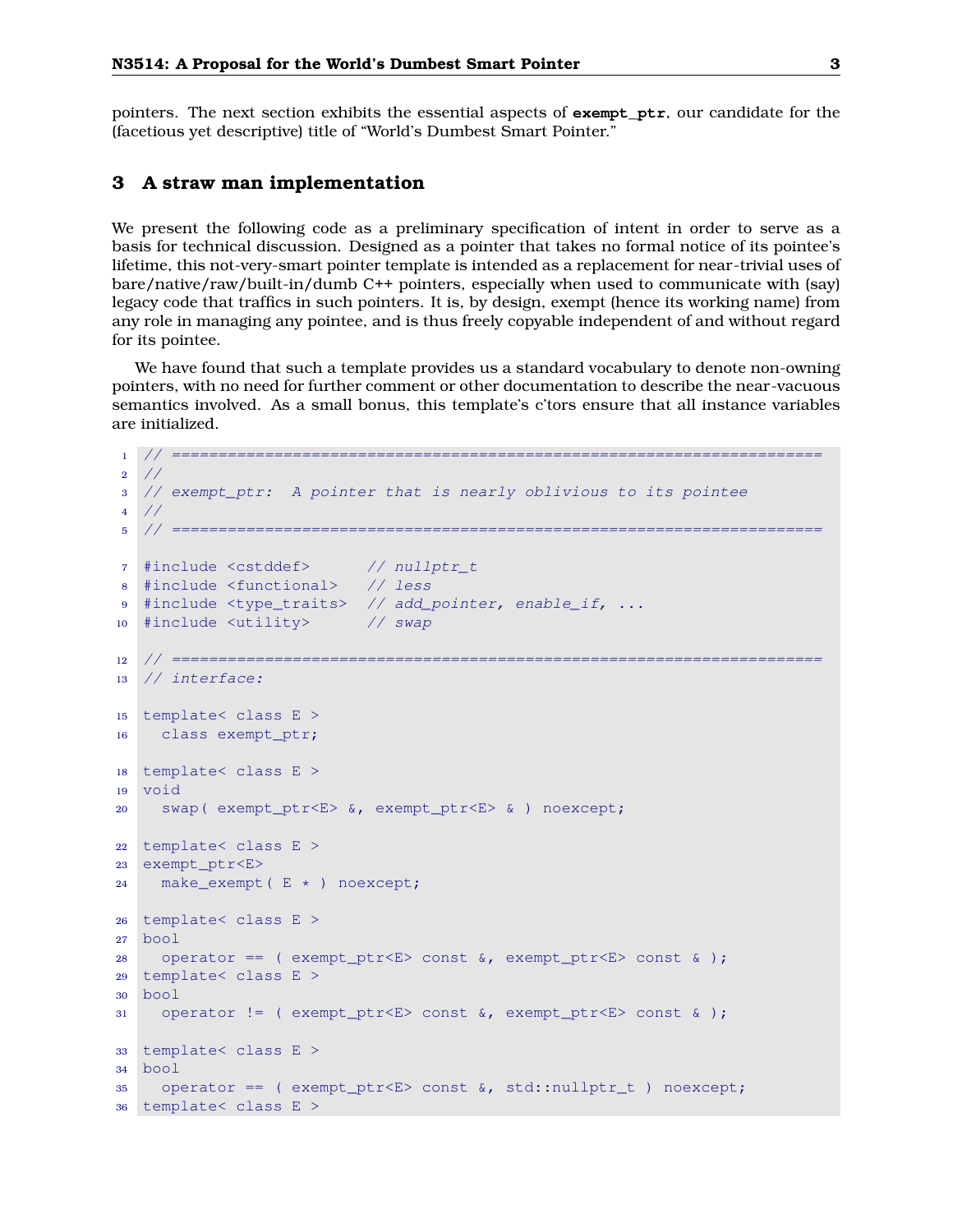pointers. The next section exhibits the essential aspects of **exempt_ptr**, our candidate for the (facetious yet descriptive) title of "World's Dumbest Smart Pointer."

## 3 A straw man implementation

We present the following code as a preliminary specification of intent in order to serve as a basis for technical discussion. Designed as a pointer that takes no formal notice of its pointee's lifetime, this not-very-smart pointer template is intended as a replacement for near-trivial uses of bare/native/raw/built-in/dumb C++ pointers, especially when used to communicate with (say) legacy code that traffics in such pointers. It is, by design, exempt (hence its working name) from any role in managing any pointee, and is thus freely copyable independent of and without regard for its pointee.

We have found that such a template provides us a standard vocabulary to denote non-owning pointers, with no need for further comment or other documentation to describe the near-vacuous semantics involved. As a small bonus, this template's c'tors ensure that all instance variables are initialized.

```
// ======================================================================
//
// exempt_ptr:  A pointer that is nearly oblivious to its pointee
//
// ======================================================================

#include <cstddef>      // nullptr_t
#include <functional>   // less
#include <type_traits>  // add_pointer, enable_if, ...
#include <utility>      // swap

// ======================================================================
// interface:

template< class E >
  class exempt_ptr;

template< class E >
void
  swap( exempt_ptr<E> &, exempt_ptr<E> & ) noexcept;

template< class E >
exempt_ptr<E>
  make_exempt( E * ) noexcept;

template< class E >
bool
  operator == ( exempt_ptr<E> const &, exempt_ptr<E> const & );
template< class E >
bool
  operator != ( exempt_ptr<E> const &, exempt_ptr<E> const & );

template< class E >
bool
  operator == ( exempt_ptr<E> const &, std::nullptr_t ) noexcept;
template< class E >
```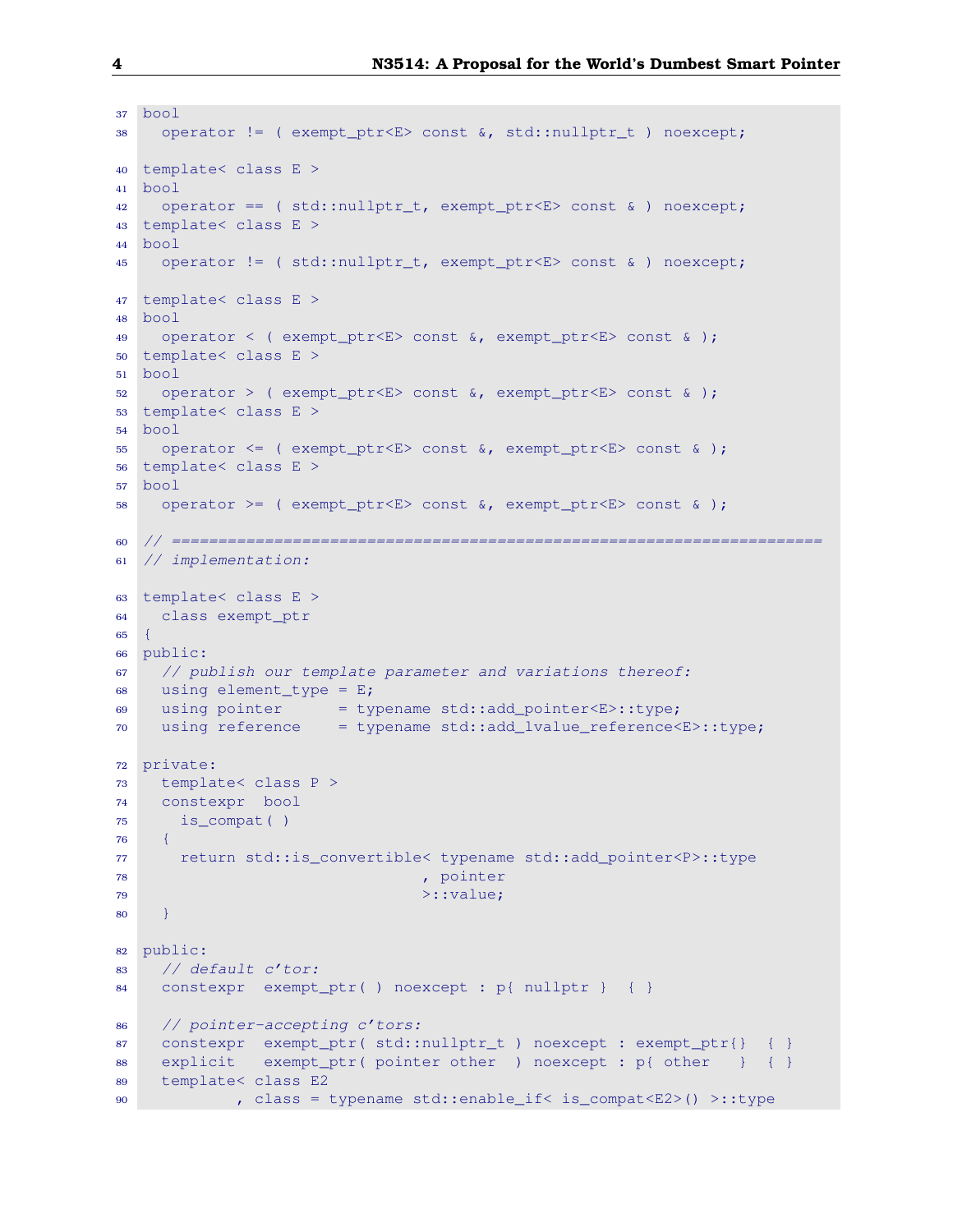```
bool
  operator != ( exempt_ptr<E> const &, std::nullptr_t ) noexcept;

template< class E >
bool
  operator == ( std::nullptr_t, exempt_ptr<E> const & ) noexcept;
template< class E >
bool
  operator != ( std::nullptr_t, exempt_ptr<E> const & ) noexcept;

template< class E >
bool
  operator < ( exempt_ptr<E> const &, exempt_ptr<E> const & );
template< class E >
bool
  operator > ( exempt_ptr<E> const &, exempt_ptr<E> const & );
template< class E >
bool
  operator <= ( exempt_ptr<E> const &, exempt_ptr<E> const & );
template< class E >
bool
  operator >= ( exempt_ptr<E> const &, exempt_ptr<E> const & );

// ======================================================================
// implementation:

template< class E >
  class exempt_ptr
{
public:
  // publish our template parameter and variations thereof:
  using element_type = E;
  using pointer      = typename std::add_pointer<E>::type;
  using reference    = typename std::add_lvalue_reference<E>::type;

private:
  template< class P >
  constexpr  bool
    is_compat( )
  {
    return std::is_convertible< typename std::add_pointer<P>::type
                              , pointer
                              >::value;
  }

public:
  // default c'tor:
  constexpr  exempt_ptr( ) noexcept : p{ nullptr }  { }

  // pointer-accepting c'tors:
  constexpr  exempt_ptr( std::nullptr_t ) noexcept : exempt_ptr{}  { }
  explicit   exempt_ptr( pointer other  ) noexcept : p{ other   }  { }
  template< class E2
          , class = typename std::enable_if< is_compat<E2>() >::type
```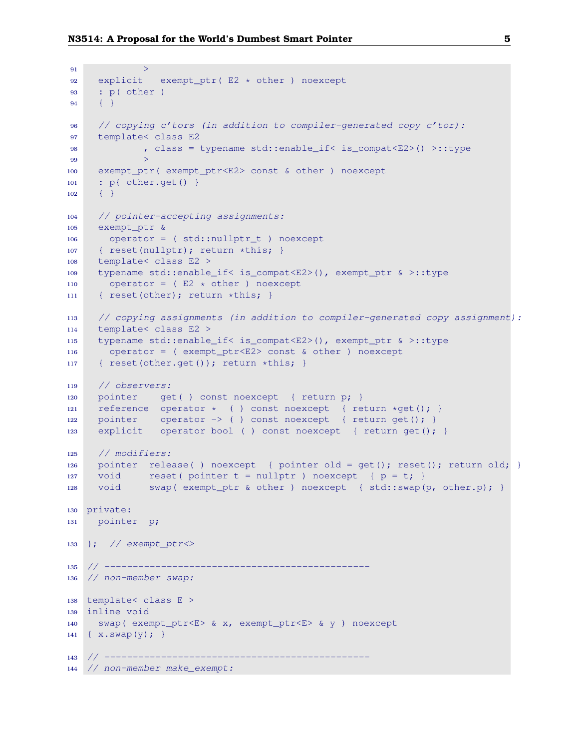```
          >
  explicit   exempt_ptr( E2 * other ) noexcept
  : p( other )
  { }

  // copying c'tors (in addition to compiler-generated copy c'tor):
  template< class E2
          , class = typename std::enable_if< is_compat<E2>() >::type
          >
  exempt_ptr( exempt_ptr<E2> const & other ) noexcept
  : p{ other.get() }
  { }

  // pointer-accepting assignments:
  exempt_ptr &
    operator = ( std::nullptr_t ) noexcept
  { reset(nullptr); return *this; }
  template< class E2 >
  typename std::enable_if< is_compat<E2>(), exempt_ptr & >::type
    operator = ( E2 * other ) noexcept
  { reset(other); return *this; }

  // copying assignments (in addition to compiler-generated copy assignment):
  template< class E2 >
  typename std::enable_if< is_compat<E2>(), exempt_ptr & >::type
    operator = ( exempt_ptr<E2> const & other ) noexcept
  { reset(other.get()); return *this; }

  // observers:
  pointer    get( ) const noexcept  { return p; }
  reference  operator *  ( ) const noexcept  { return *get(); }
  pointer    operator -> ( ) const noexcept  { return get(); }
  explicit   operator bool ( ) const noexcept  { return get(); }

  // modifiers:
  pointer  release( ) noexcept  { pointer old = get(); reset(); return old; }
  void     reset( pointer t = nullptr ) noexcept  { p = t; }
  void     swap( exempt_ptr & other ) noexcept  { std::swap(p, other.p); }

private:
  pointer  p;

};  // exempt_ptr<>

// ----------------------------------------------
// non-member swap:

template< class E >
inline void
  swap( exempt_ptr<E> & x, exempt_ptr<E> & y ) noexcept
{ x.swap(y); }

// ----------------------------------------------
// non-member make_exempt:
```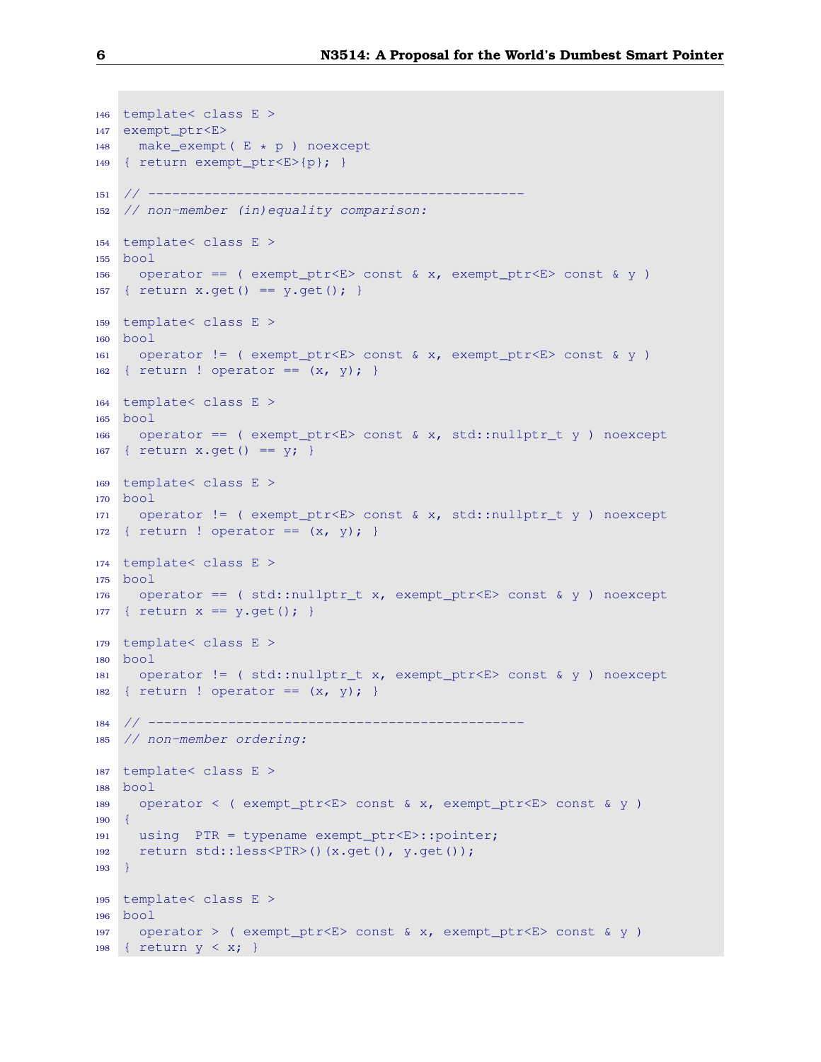```
146 template< class E >
147 exempt_ptr<E>
148   make_exempt( E * p ) noexcept
149 { return exempt_ptr<E>{p}; }

151 // -----------------------------------------------
152 // non-member (in)equality comparison:

154 template< class E >
155 bool
156   operator == ( exempt_ptr<E> const & x, exempt_ptr<E> const & y )
157 { return x.get() == y.get(); }

159 template< class E >
160 bool
161   operator != ( exempt_ptr<E> const & x, exempt_ptr<E> const & y )
162 { return ! operator == (x, y); }

164 template< class E >
165 bool
166   operator == ( exempt_ptr<E> const & x, std::nullptr_t y ) noexcept
167 { return x.get() == y; }

169 template< class E >
170 bool
171   operator != ( exempt_ptr<E> const & x, std::nullptr_t y ) noexcept
172 { return ! operator == (x, y); }

174 template< class E >
175 bool
176   operator == ( std::nullptr_t x, exempt_ptr<E> const & y ) noexcept
177 { return x == y.get(); }

179 template< class E >
180 bool
181   operator != ( std::nullptr_t x, exempt_ptr<E> const & y ) noexcept
182 { return ! operator == (x, y); }

184 // -----------------------------------------------
185 // non-member ordering:

187 template< class E >
188 bool
189   operator < ( exempt_ptr<E> const & x, exempt_ptr<E> const & y )
190 {
191   using  PTR = typename exempt_ptr<E>::pointer;
192   return std::less<PTR>()(x.get(), y.get());
193 }

195 template< class E >
196 bool
197   operator > ( exempt_ptr<E> const & x, exempt_ptr<E> const & y )
198 { return y < x; }
```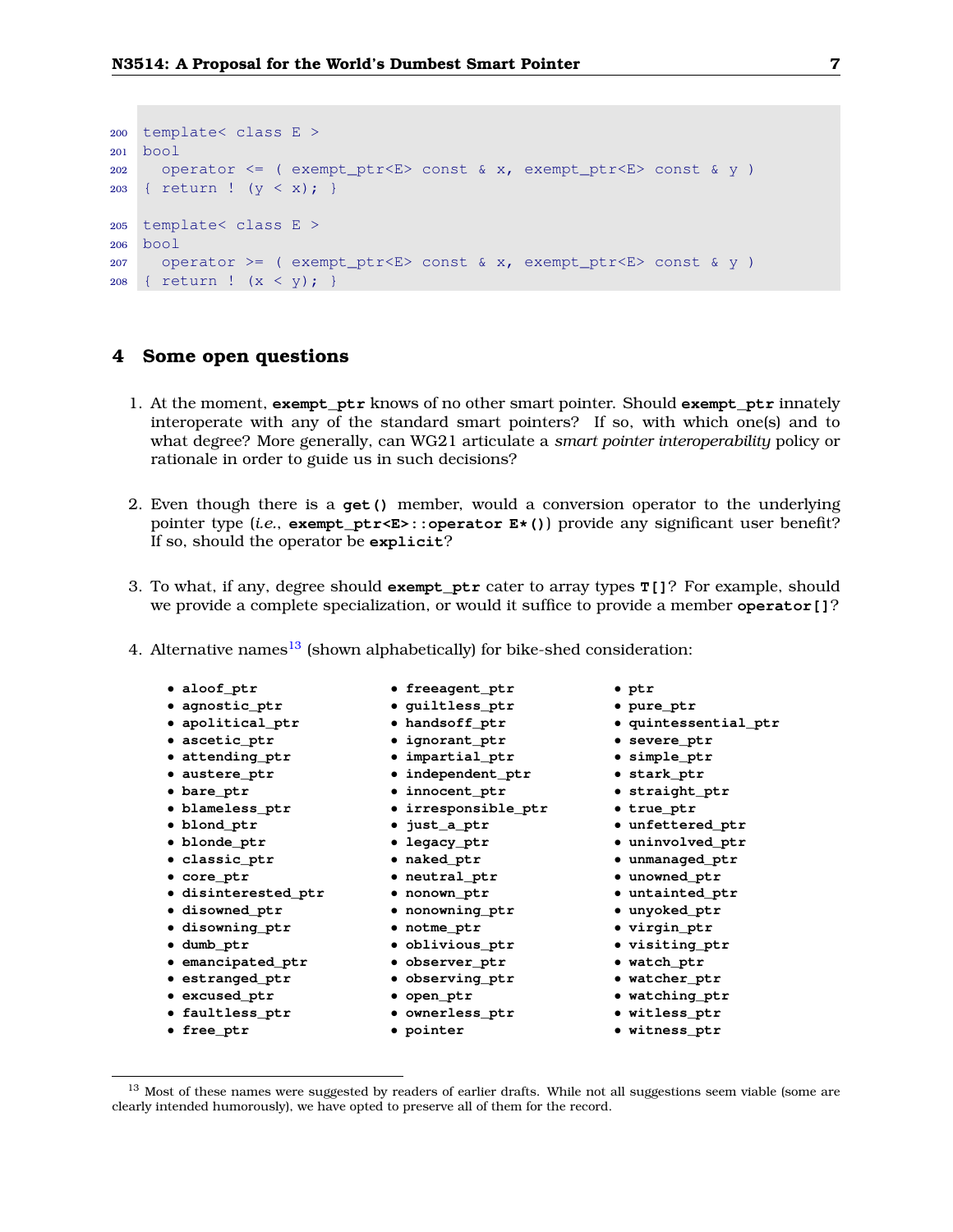```
200 template< class E >
201 bool
202   operator <= ( exempt_ptr<E> const & x, exempt_ptr<E> const & y )
203 { return ! (y < x); }

205 template< class E >
206 bool
207   operator >= ( exempt_ptr<E> const & x, exempt_ptr<E> const & y )
208 { return ! (x < y); }
```

## 4 Some open questions

1. At the moment, **exempt_ptr** knows of no other smart pointer. Should **exempt_ptr** innately interoperate with any of the standard smart pointers? If so, with which one(s) and to what degree? More generally, can WG21 articulate a *smart pointer interoperability* policy or rationale in order to guide us in such decisions?

2. Even though there is a **get()** member, would a conversion operator to the underlying pointer type (*i.e.*, **exempt_ptr<E>::operator E*()**) provide any significant user benefit? If so, should the operator be **explicit**?

3. To what, if any, degree should **exempt_ptr** cater to array types **T[]**? For example, should we provide a complete specialization, or would it suffice to provide a member **operator[]**?

4. Alternative names[13] (shown alphabetically) for bike-shed consideration:

- **aloof_ptr**
- **agnostic_ptr**
- **apolitical_ptr**
- **ascetic_ptr**
- **attending_ptr**
- **austere_ptr**
- **bare_ptr**
- **blameless_ptr**
- **blond_ptr**
- **blonde_ptr**
- **classic_ptr**
- **core_ptr**
- **disinterested_ptr**
- **disowned_ptr**
- **disowning_ptr**
- **dumb_ptr**
- **emancipated_ptr**
- **estranged_ptr**
- **excused_ptr**
- **faultless_ptr**
- **free_ptr**
- **freeagent_ptr**
- **guiltless_ptr**
- **handsoff_ptr**
- **ignorant_ptr**
- **impartial_ptr**
- **independent_ptr**
- **innocent_ptr**
- **irresponsible_ptr**
- **just_a_ptr**
- **legacy_ptr**
- **naked_ptr**
- **neutral_ptr**
- **nonown_ptr**
- **nonowning_ptr**
- **notme_ptr**
- **oblivious_ptr**
- **observer_ptr**
- **observing_ptr**
- **open_ptr**
- **ownerless_ptr**
- **pointer**
- **ptr**
- **pure_ptr**
- **quintessential_ptr**
- **severe_ptr**
- **simple_ptr**
- **stark_ptr**
- **straight_ptr**
- **true_ptr**
- **unfettered_ptr**
- **uninvolved_ptr**
- **unmanaged_ptr**
- **unowned_ptr**
- **untainted_ptr**
- **unyoked_ptr**
- **virgin_ptr**
- **visiting_ptr**
- **watch_ptr**
- **watcher_ptr**
- **watching_ptr**
- **witless_ptr**
- **witness_ptr**

[13] Most of these names were suggested by readers of earlier drafts. While not all suggestions seem viable (some are clearly intended humorously), we have opted to preserve all of them for the record.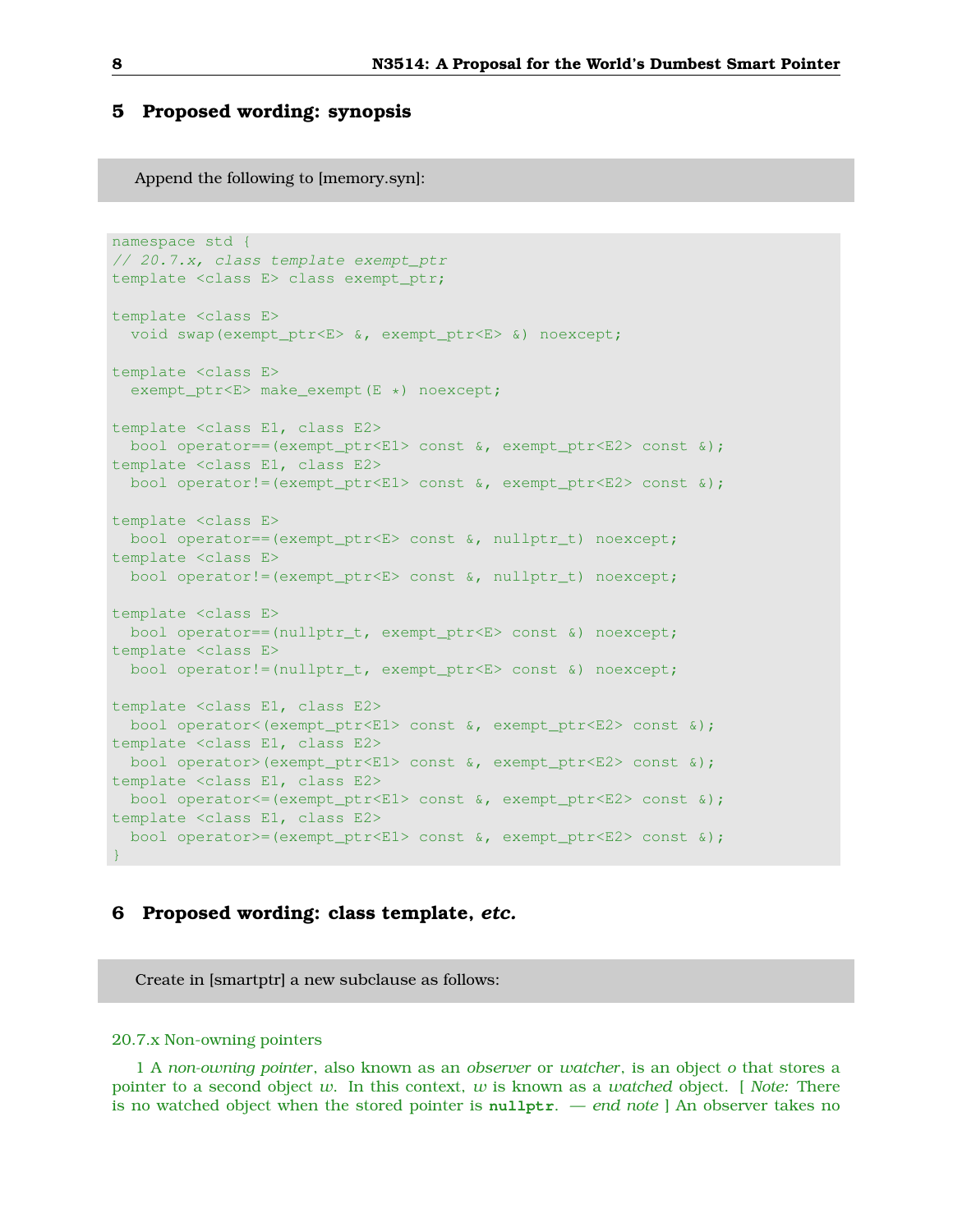## 5 Proposed wording: synopsis

Append the following to [memory.syn]:

```
namespace std {
// 20.7.x, class template exempt_ptr
template <class E> class exempt_ptr;

template <class E>
  void swap(exempt_ptr<E> &, exempt_ptr<E> &) noexcept;

template <class E>
  exempt_ptr<E> make_exempt(E *) noexcept;

template <class E1, class E2>
  bool operator==(exempt_ptr<E1> const &, exempt_ptr<E2> const &);
template <class E1, class E2>
  bool operator!=(exempt_ptr<E1> const &, exempt_ptr<E2> const &);

template <class E>
  bool operator==(exempt_ptr<E> const &, nullptr_t) noexcept;
template <class E>
  bool operator!=(exempt_ptr<E> const &, nullptr_t) noexcept;

template <class E>
  bool operator==(nullptr_t, exempt_ptr<E> const &) noexcept;
template <class E>
  bool operator!=(nullptr_t, exempt_ptr<E> const &) noexcept;

template <class E1, class E2>
  bool operator<(exempt_ptr<E1> const &, exempt_ptr<E2> const &);
template <class E1, class E2>
  bool operator>(exempt_ptr<E1> const &, exempt_ptr<E2> const &);
template <class E1, class E2>
  bool operator<=(exempt_ptr<E1> const &, exempt_ptr<E2> const &);
template <class E1, class E2>
  bool operator>=(exempt_ptr<E1> const &, exempt_ptr<E2> const &);
}
```

## 6 Proposed wording: class template, *etc.*

Create in [smartptr] a new subclause as follows:

20.7.x Non-owning pointers

1 A *non-owning pointer*, also known as an *observer* or *watcher*, is an object *o* that stores a pointer to a second object *w*. In this context, *w* is known as a *watched* object. [ *Note:* There is no watched object when the stored pointer is **nullptr**. — *end note* ] An observer takes no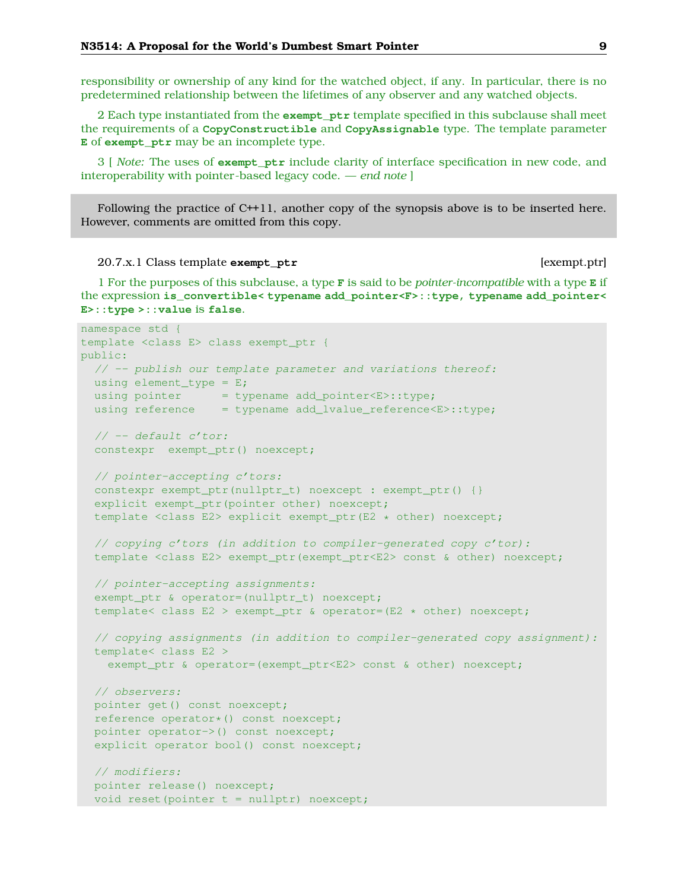responsibility or ownership of any kind for the watched object, if any. In particular, there is no predetermined relationship between the lifetimes of any observer and any watched objects.

2 Each type instantiated from the **exempt_ptr** template specified in this subclause shall meet the requirements of a **CopyConstructible** and **CopyAssignable** type. The template parameter **E** of **exempt_ptr** may be an incomplete type.

3 [ *Note:* The uses of **exempt_ptr** include clarity of interface specification in new code, and interoperability with pointer-based legacy code. — *end note* ]

> Following the practice of C++11, another copy of the synopsis above is to be inserted here. However, comments are omitted from this copy.

20.7.x.1 Class template **exempt_ptr** [exempt.ptr]

1 For the purposes of this subclause, a type **F** is said to be *pointer-incompatible* with a type **E** if the expression **is_convertible< typename add_pointer<F>::type, typename add_pointer< E>::type >::value** is **false**.

```
namespace std {
template <class E> class exempt_ptr {
public:
  // -- publish our template parameter and variations thereof:
  using element_type = E;
  using pointer      = typename add_pointer<E>::type;
  using reference    = typename add_lvalue_reference<E>::type;

  // -- default c'tor:
  constexpr  exempt_ptr() noexcept;

  // pointer-accepting c'tors:
  constexpr exempt_ptr(nullptr_t) noexcept : exempt_ptr() {}
  explicit exempt_ptr(pointer other) noexcept;
  template <class E2> explicit exempt_ptr(E2 * other) noexcept;

  // copying c'tors (in addition to compiler-generated copy c'tor):
  template <class E2> exempt_ptr(exempt_ptr<E2> const & other) noexcept;

  // pointer-accepting assignments:
  exempt_ptr & operator=(nullptr_t) noexcept;
  template< class E2 > exempt_ptr & operator=(E2 * other) noexcept;

  // copying assignments (in addition to compiler-generated copy assignment):
  template< class E2 >
    exempt_ptr & operator=(exempt_ptr<E2> const & other) noexcept;

  // observers:
  pointer get() const noexcept;
  reference operator*() const noexcept;
  pointer operator->() const noexcept;
  explicit operator bool() const noexcept;

  // modifiers:
  pointer release() noexcept;
  void reset(pointer t = nullptr) noexcept;
```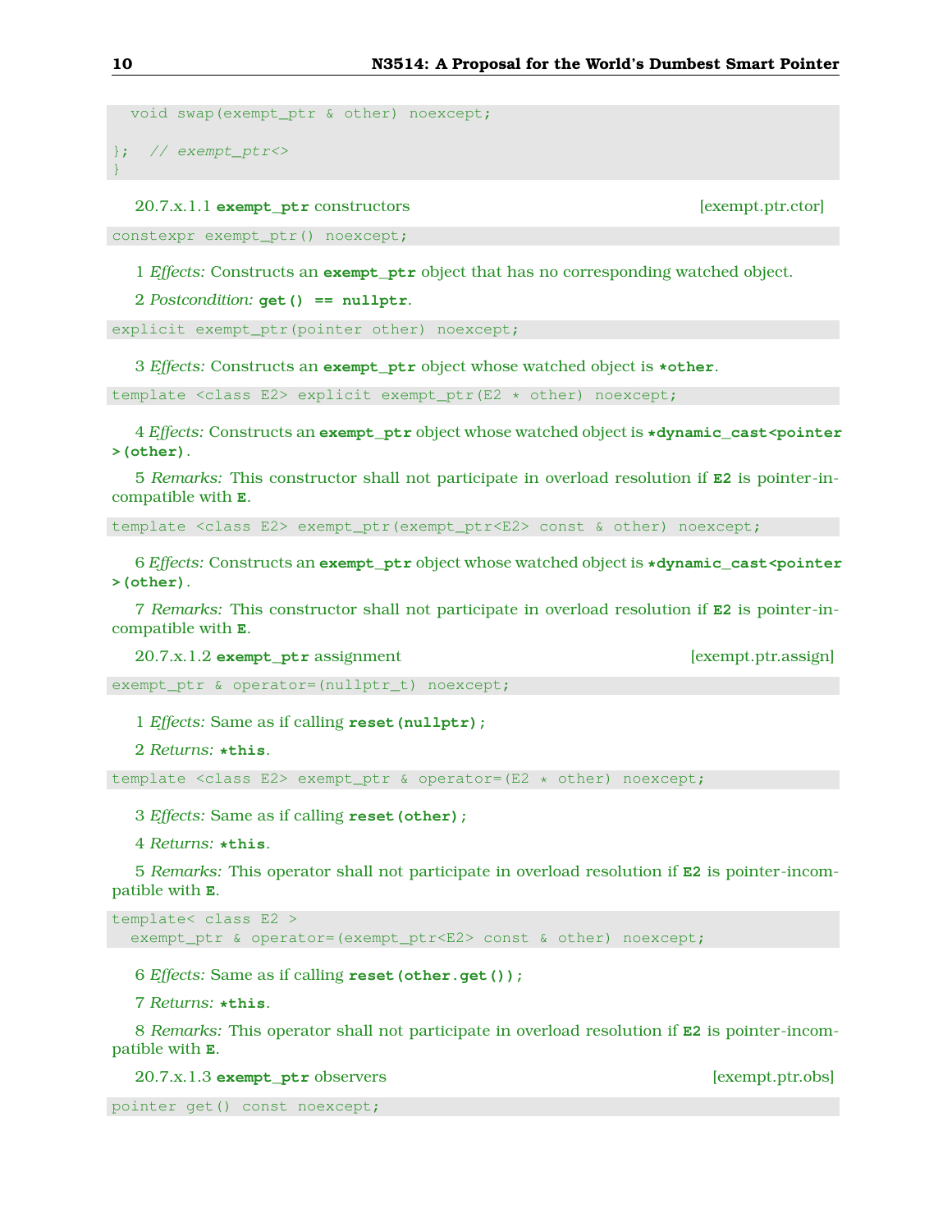```
  void swap(exempt_ptr & other) noexcept;

};  // exempt_ptr<>
}
```

20.7.x.1.1 **exempt_ptr** constructors [exempt.ptr.ctor]

```
constexpr exempt_ptr() noexcept;
```

1 *Effects:* Constructs an **exempt_ptr** object that has no corresponding watched object.

2 *Postcondition:* **get() == nullptr**.

```
explicit exempt_ptr(pointer other) noexcept;
```

3 *Effects:* Constructs an **exempt_ptr** object whose watched object is ***other**.

```
template <class E2> explicit exempt_ptr(E2 * other) noexcept;
```

4 *Effects:* Constructs an **exempt_ptr** object whose watched object is ***dynamic_cast<pointer>(other)**.

5 *Remarks:* This constructor shall not participate in overload resolution if **E2** is pointer-incompatible with **E**.

```
template <class E2> exempt_ptr(exempt_ptr<E2> const & other) noexcept;
```

6 *Effects:* Constructs an **exempt_ptr** object whose watched object is ***dynamic_cast<pointer>(other)**.

7 *Remarks:* This constructor shall not participate in overload resolution if **E2** is pointer-incompatible with **E**.

20.7.x.1.2 **exempt_ptr** assignment [exempt.ptr.assign]

```
exempt_ptr & operator=(nullptr_t) noexcept;
```

1 *Effects:* Same as if calling **reset(nullptr);**

2 *Returns:* ***this**.

```
template <class E2> exempt_ptr & operator=(E2 * other) noexcept;
```

3 *Effects:* Same as if calling **reset(other);**

4 *Returns:* ***this**.

5 *Remarks:* This operator shall not participate in overload resolution if **E2** is pointer-incompatible with **E**.

```
template< class E2 >
  exempt_ptr & operator=(exempt_ptr<E2> const & other) noexcept;
```

6 *Effects:* Same as if calling **reset(other.get());**

7 *Returns:* ***this**.

8 *Remarks:* This operator shall not participate in overload resolution if **E2** is pointer-incompatible with **E**.

20.7.x.1.3 **exempt_ptr** observers [exempt.ptr.obs]

```
pointer get() const noexcept;
```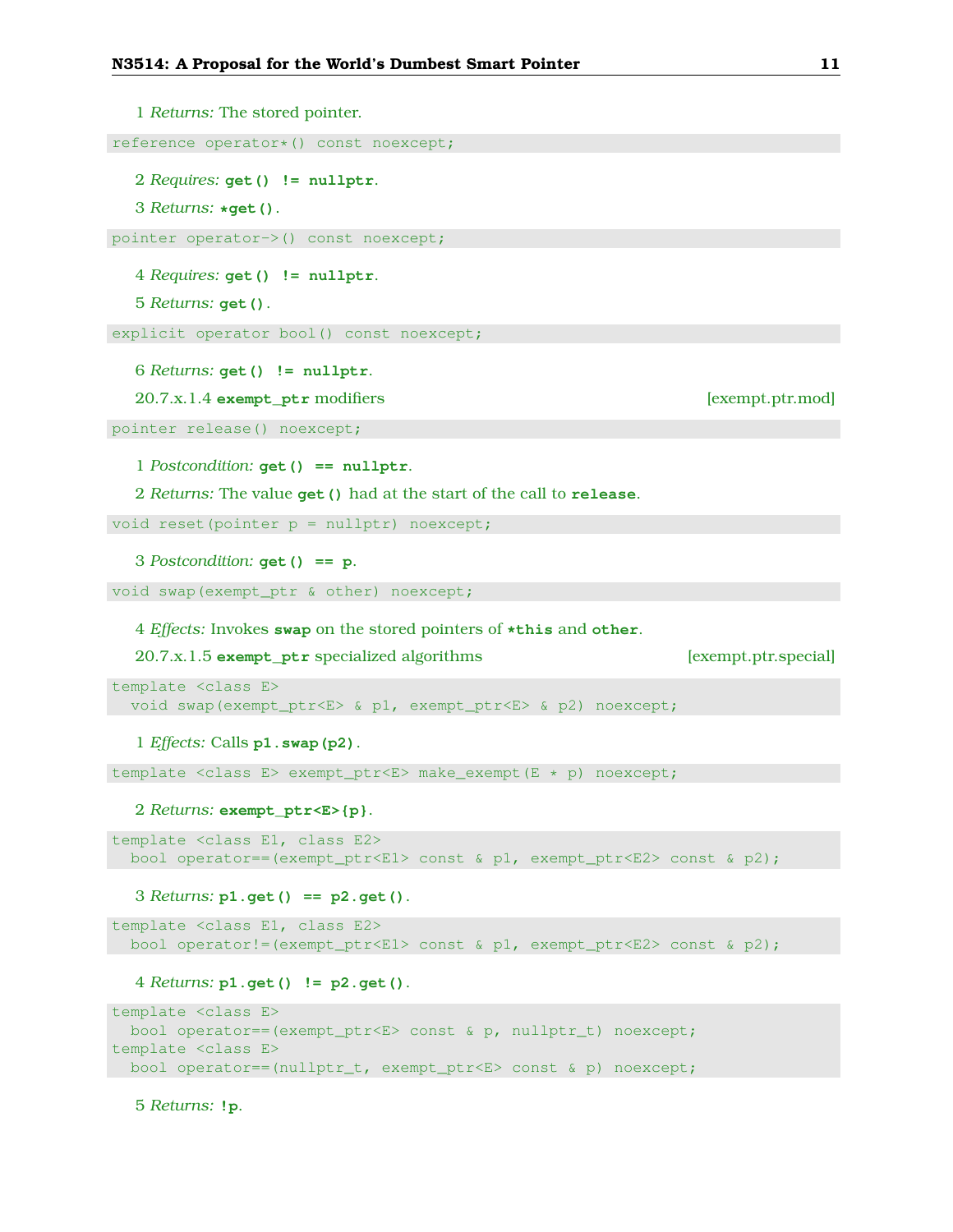1 *Returns:* The stored pointer.

```
reference operator*() const noexcept;
```

2 *Requires:* **get() != nullptr**.

3 *Returns:* ***get()**.

```
pointer operator->() const noexcept;
```

4 *Requires:* **get() != nullptr**.

5 *Returns:* **get()**.

```
explicit operator bool() const noexcept;
```

6 *Returns:* **get() != nullptr**.

### 20.7.x.1.4 `exempt_ptr` modifiers [exempt.ptr.mod]

```
pointer release() noexcept;
```

1 *Postcondition:* **get() == nullptr**.

2 *Returns:* The value **get()** had at the start of the call to **release**.

```
void reset(pointer p = nullptr) noexcept;
```

3 *Postcondition:* **get() == p**.

```
void swap(exempt_ptr & other) noexcept;
```

4 *Effects:* Invokes **swap** on the stored pointers of ***this** and **other**.

### 20.7.x.1.5 `exempt_ptr` specialized algorithms [exempt.ptr.special]

```
template <class E>
  void swap(exempt_ptr<E> & p1, exempt_ptr<E> & p2) noexcept;
```

1 *Effects:* Calls **p1.swap(p2)**.

```
template <class E> exempt_ptr<E> make_exempt(E * p) noexcept;
```

2 *Returns:* **exempt_ptr<E>{p}**.

```
template <class E1, class E2>
  bool operator==(exempt_ptr<E1> const & p1, exempt_ptr<E2> const & p2);
```

3 *Returns:* **p1.get() == p2.get()**.

```
template <class E1, class E2>
  bool operator!=(exempt_ptr<E1> const & p1, exempt_ptr<E2> const & p2);
```

4 *Returns:* **p1.get() != p2.get()**.

```
template <class E>
  bool operator==(exempt_ptr<E> const & p, nullptr_t) noexcept;
template <class E>
  bool operator==(nullptr_t, exempt_ptr<E> const & p) noexcept;
```

5 *Returns:* **!p**.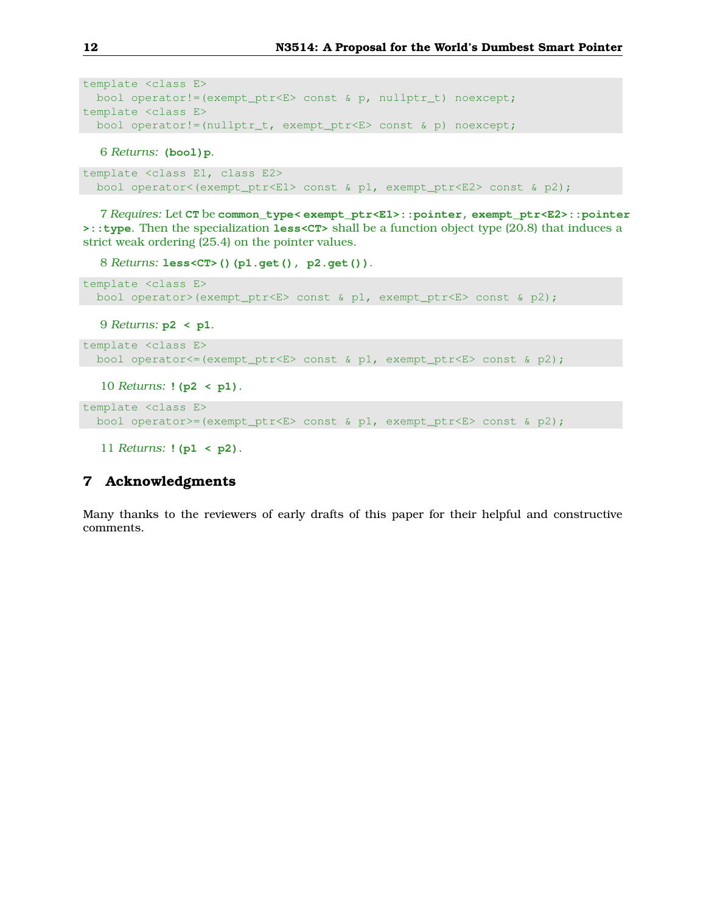```
template <class E>
  bool operator!=(exempt_ptr<E> const & p, nullptr_t) noexcept;
template <class E>
  bool operator!=(nullptr_t, exempt_ptr<E> const & p) noexcept;
```

6 *Returns:* **`(bool)p`**.

```
template <class E1, class E2>
  bool operator<(exempt_ptr<E1> const & p1, exempt_ptr<E2> const & p2);
```

7 *Requires:* Let **`CT`** be **`common_type< exempt_ptr<E1>::pointer, exempt_ptr<E2>::pointer >::type`**. Then the specialization **`less<CT>`** shall be a function object type (20.8) that induces a strict weak ordering (25.4) on the pointer values.

8 *Returns:* **`less<CT>()(p1.get(), p2.get())`**.

```
template <class E>
  bool operator>(exempt_ptr<E> const & p1, exempt_ptr<E> const & p2);
```

9 *Returns:* **`p2 < p1`**.

```
template <class E>
  bool operator<=(exempt_ptr<E> const & p1, exempt_ptr<E> const & p2);
```

10 *Returns:* **`!(p2 < p1)`**.

```
template <class E>
  bool operator>=(exempt_ptr<E> const & p1, exempt_ptr<E> const & p2);
```

11 *Returns:* **`!(p1 < p2)`**.

## 7 Acknowledgments

Many thanks to the reviewers of early drafts of this paper for their helpful and constructive comments.